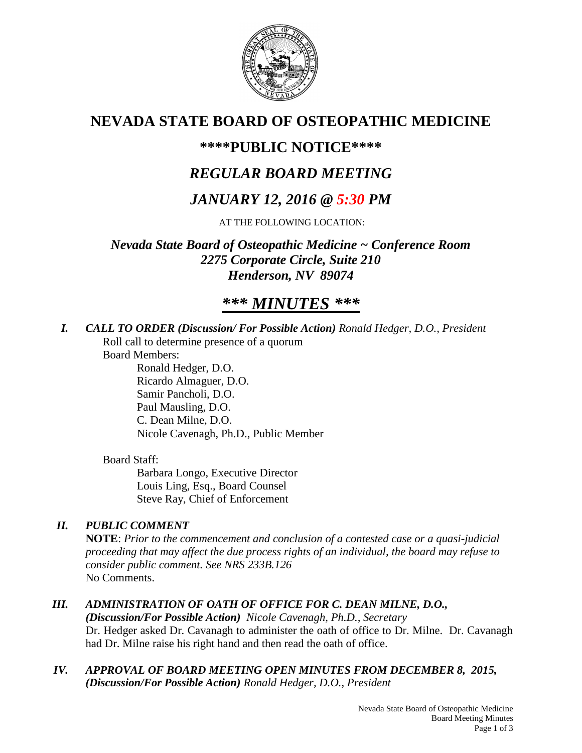# NEVADA STATE BOARD OF OSTEOPATHIC MEDICINE

## \*\*\*\*PUBLIC NOTICE\*\*\*\*

## *REGULAR BOARD MEETING*

## *JANUARY 12, 2016 @ 5:30 PM*

AT THE FOLLOWING LOCATION:

***Nevada State Board of Osteopathic Medicine ~ Conference Room***
***2275 Corporate Circle, Suite 210***
***Henderson, NV 89074***

# *\*\*\* MINUTES \*\*\**

***I. CALL TO ORDER (Discussion/ For Possible Action)*** *Ronald Hedger, D.O., President*

Roll call to determine presence of a quorum

Board Members:

- Ronald Hedger, D.O.
- Ricardo Almaguer, D.O.
- Samir Pancholi, D.O.
- Paul Mausling, D.O.
- C. Dean Milne, D.O.
- Nicole Cavenagh, Ph.D., Public Member

Board Staff:

- Barbara Longo, Executive Director
- Louis Ling, Esq., Board Counsel
- Steve Ray, Chief of Enforcement

***II. PUBLIC COMMENT***

**NOTE**: *Prior to the commencement and conclusion of a contested case or a quasi-judicial proceeding that may affect the due process rights of an individual, the board may refuse to consider public comment. See NRS 233B.126*

No Comments.

***III. ADMINISTRATION OF OATH OF OFFICE FOR C. DEAN MILNE, D.O., (Discussion/For Possible Action)*** *Nicole Cavenagh, Ph.D., Secretary*

Dr. Hedger asked Dr. Cavanagh to administer the oath of office to Dr. Milne. Dr. Cavanagh had Dr. Milne raise his right hand and then read the oath of office.

***IV. APPROVAL OF BOARD MEETING OPEN MINUTES FROM DECEMBER 8, 2015, (Discussion/For Possible Action)*** *Ronald Hedger, D.O., President*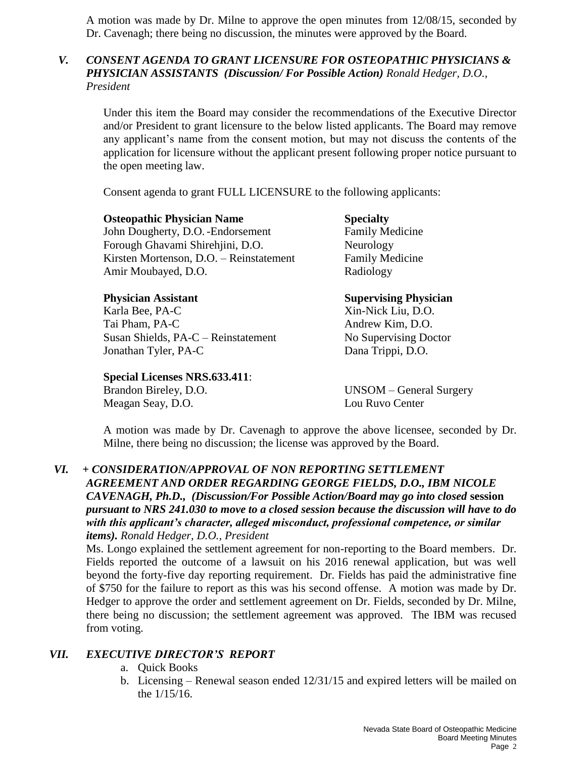A motion was made by Dr. Milne to approve the open minutes from 12/08/15, seconded by Dr. Cavenagh; there being no discussion, the minutes were approved by the Board.

### *V. CONSENT AGENDA TO GRANT LICENSURE FOR OSTEOPATHIC PHYSICIANS & PHYSICIAN ASSISTANTS (Discussion/ For Possible Action) Ronald Hedger, D.O., President*

Under this item the Board may consider the recommendations of the Executive Director and/or President to grant licensure to the below listed applicants. The Board may remove any applicant's name from the consent motion, but may not discuss the contents of the application for licensure without the applicant present following proper notice pursuant to the open meeting law.

Consent agenda to grant FULL LICENSURE to the following applicants:

| **Osteopathic Physician Name** | **Specialty** |
|---|---|
| John Dougherty, D.O. -Endorsement | Family Medicine |
| Forough Ghavami Shirehjini, D.O. | Neurology |
| Kirsten Mortenson, D.O. – Reinstatement | Family Medicine |
| Amir Moubayed, D.O. | Radiology |

| **Physician Assistant** | **Supervising Physician** |
|---|---|
| Karla Bee, PA-C | Xin-Nick Liu, D.O. |
| Tai Pham, PA-C | Andrew Kim, D.O. |
| Susan Shields, PA-C – Reinstatement | No Supervising Doctor |
| Jonathan Tyler, PA-C | Dana Trippi, D.O. |

| **Special Licenses NRS.633.411**: | |
|---|---|
| Brandon Bireley, D.O. | UNSOM – General Surgery |
| Meagan Seay, D.O. | Lou Ruvo Center |

A motion was made by Dr. Cavenagh to approve the above licensee, seconded by Dr. Milne, there being no discussion; the license was approved by the Board.

### *VI. + CONSIDERATION/APPROVAL OF NON REPORTING SETTLEMENT AGREEMENT AND ORDER REGARDING GEORGE FIELDS, D.O., IBM NICOLE CAVENAGH, Ph.D., (Discussion/For Possible Action/Board may go into closed* **session** *pursuant to NRS 241.030 to move to a closed session because the discussion will have to do with this applicant's character, alleged misconduct, professional competence, or similar items). Ronald Hedger, D.O., President*

Ms. Longo explained the settlement agreement for non-reporting to the Board members. Dr. Fields reported the outcome of a lawsuit on his 2016 renewal application, but was well beyond the forty-five day reporting requirement. Dr. Fields has paid the administrative fine of $750 for the failure to report as this was his second offense. A motion was made by Dr. Hedger to approve the order and settlement agreement on Dr. Fields, seconded by Dr. Milne, there being no discussion; the settlement agreement was approved. The IBM was recused from voting.

### *VII. EXECUTIVE DIRECTOR'S REPORT*

a. Quick Books
b. Licensing – Renewal season ended 12/31/15 and expired letters will be mailed on the 1/15/16.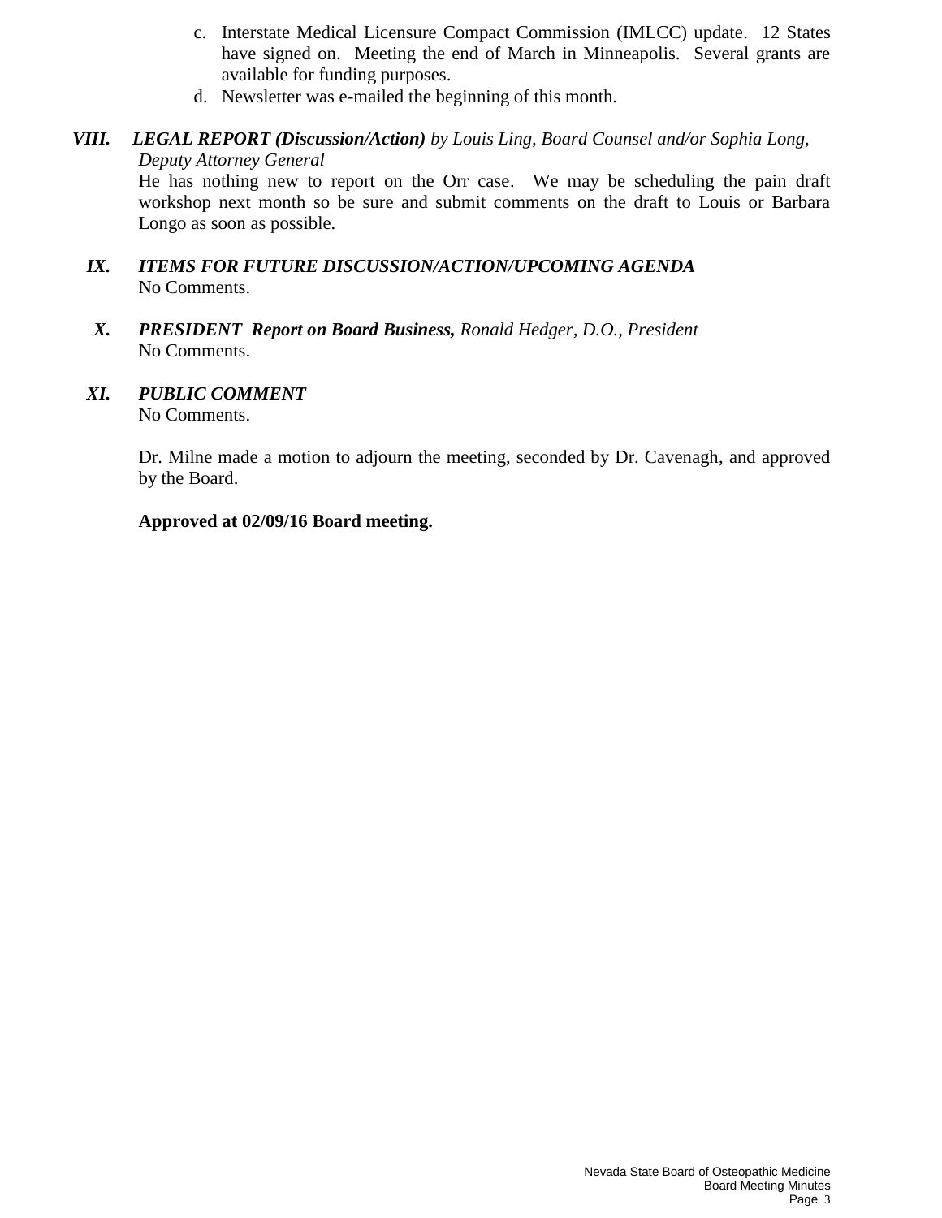c. Interstate Medical Licensure Compact Commission (IMLCC) update. 12 States have signed on. Meeting the end of March in Minneapolis. Several grants are available for funding purposes.
d. Newsletter was e-mailed the beginning of this month.

***VIII. LEGAL REPORT (Discussion/Action)*** *by Louis Ling, Board Counsel and/or Sophia Long, Deputy Attorney General*

He has nothing new to report on the Orr case. We may be scheduling the pain draft workshop next month so be sure and submit comments on the draft to Louis or Barbara Longo as soon as possible.

***IX. ITEMS FOR FUTURE DISCUSSION/ACTION/UPCOMING AGENDA***

No Comments.

***X. PRESIDENT Report on Board Business,*** *Ronald Hedger, D.O., President*

No Comments.

***XI. PUBLIC COMMENT***

No Comments.

Dr. Milne made a motion to adjourn the meeting, seconded by Dr. Cavenagh, and approved by the Board.

**Approved at 02/09/16 Board meeting.**